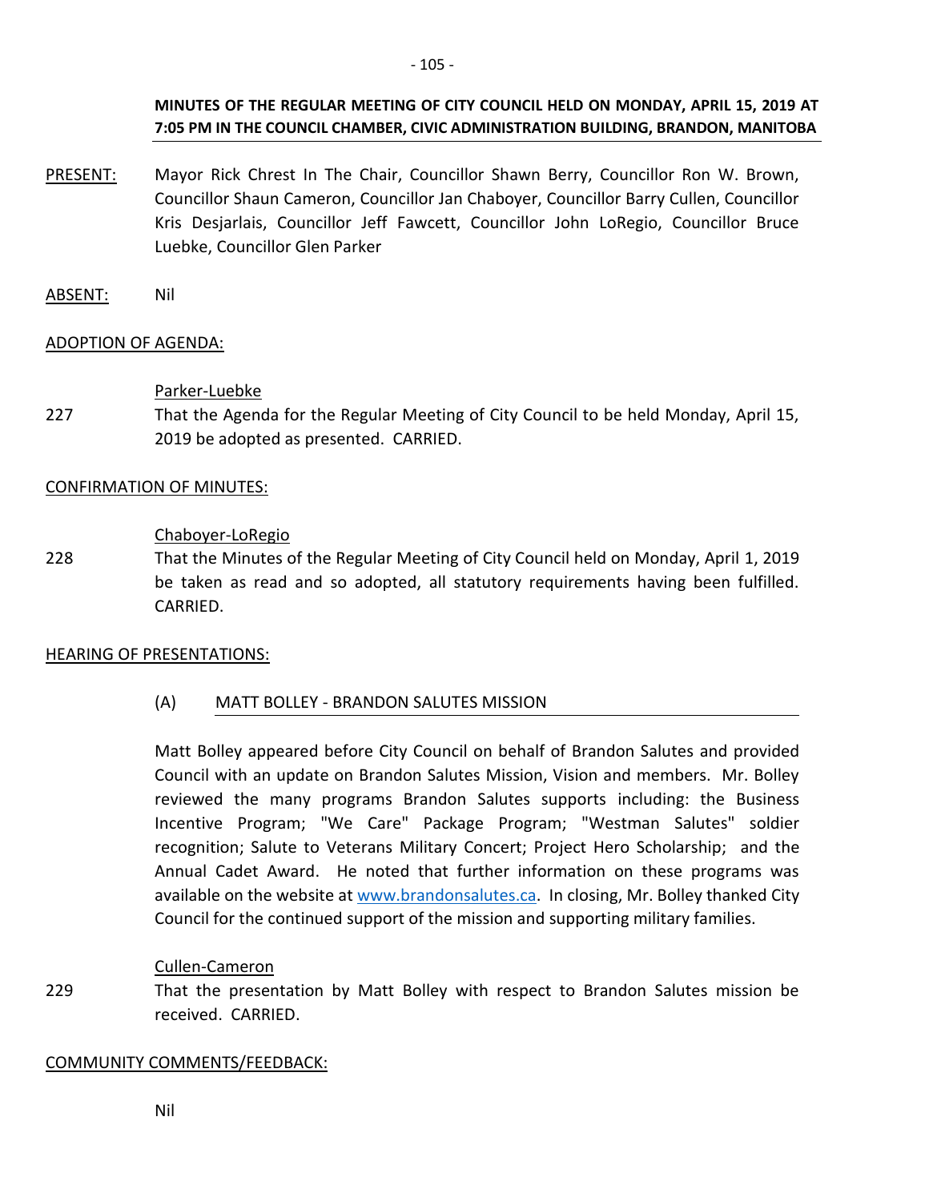**MINUTES OF THE REGULAR MEETING OF CITY COUNCIL HELD ON MONDAY, APRIL 15, 2019 AT 7:05 PM IN THE COUNCIL CHAMBER, CIVIC ADMINISTRATION BUILDING, BRANDON, MANITOBA**

PRESENT: Mayor Rick Chrest In The Chair, Councillor Shawn Berry, Councillor Ron W. Brown, Councillor Shaun Cameron, Councillor Jan Chaboyer, Councillor Barry Cullen, Councillor Kris Desjarlais, Councillor Jeff Fawcett, Councillor John LoRegio, Councillor Bruce Luebke, Councillor Glen Parker

ABSENT: Nil

ADOPTION OF AGENDA:

Parker-Luebke

227 That the Agenda for the Regular Meeting of City Council to be held Monday, April 15, 2019 be adopted as presented. CARRIED.

CONFIRMATION OF MINUTES:

Chaboyer-LoRegio

228 That the Minutes of the Regular Meeting of City Council held on Monday, April 1, 2019 be taken as read and so adopted, all statutory requirements having been fulfilled. CARRIED.

HEARING OF PRESENTATIONS:

(A) MATT BOLLEY - BRANDON SALUTES MISSION

Matt Bolley appeared before City Council on behalf of Brandon Salutes and provided Council with an update on Brandon Salutes Mission, Vision and members. Mr. Bolley reviewed the many programs Brandon Salutes supports including: the Business Incentive Program; "We Care" Package Program; "Westman Salutes" soldier recognition; Salute to Veterans Military Concert; Project Hero Scholarship; and the Annual Cadet Award. He noted that further information on these programs was available on the website at www.brandonsalutes.ca. In closing, Mr. Bolley thanked City Council for the continued support of the mission and supporting military families.

Cullen-Cameron

229 That the presentation by Matt Bolley with respect to Brandon Salutes mission be received. CARRIED.

COMMUNITY COMMENTS/FEEDBACK:

Nil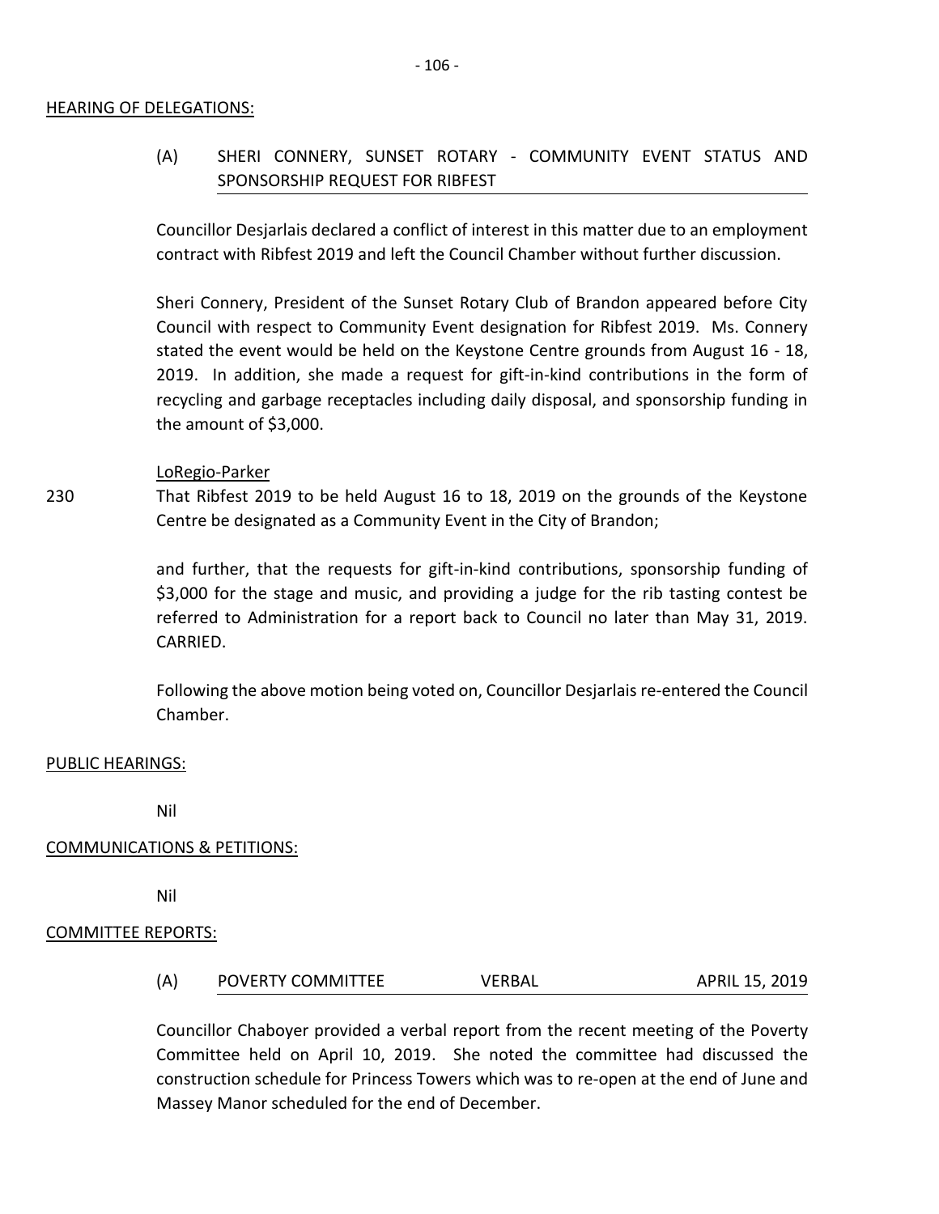## HEARING OF DELEGATIONS:

### (A) SHERI CONNERY, SUNSET ROTARY - COMMUNITY EVENT STATUS AND SPONSORSHIP REQUEST FOR RIBFEST

Councillor Desjarlais declared a conflict of interest in this matter due to an employment contract with Ribfest 2019 and left the Council Chamber without further discussion.

Sheri Connery, President of the Sunset Rotary Club of Brandon appeared before City Council with respect to Community Event designation for Ribfest 2019. Ms. Connery stated the event would be held on the Keystone Centre grounds from August 16 - 18, 2019. In addition, she made a request for gift-in-kind contributions in the form of recycling and garbage receptacles including daily disposal, and sponsorship funding in the amount of $3,000.

LoRegio-Parker

230 That Ribfest 2019 to be held August 16 to 18, 2019 on the grounds of the Keystone Centre be designated as a Community Event in the City of Brandon;

and further, that the requests for gift-in-kind contributions, sponsorship funding of $3,000 for the stage and music, and providing a judge for the rib tasting contest be referred to Administration for a report back to Council no later than May 31, 2019. CARRIED.

Following the above motion being voted on, Councillor Desjarlais re-entered the Council Chamber.

## PUBLIC HEARINGS:

Nil

## COMMUNICATIONS & PETITIONS:

Nil

## COMMITTEE REPORTS:

### (A) POVERTY COMMITTEE VERBAL APRIL 15, 2019

Councillor Chaboyer provided a verbal report from the recent meeting of the Poverty Committee held on April 10, 2019. She noted the committee had discussed the construction schedule for Princess Towers which was to re-open at the end of June and Massey Manor scheduled for the end of December.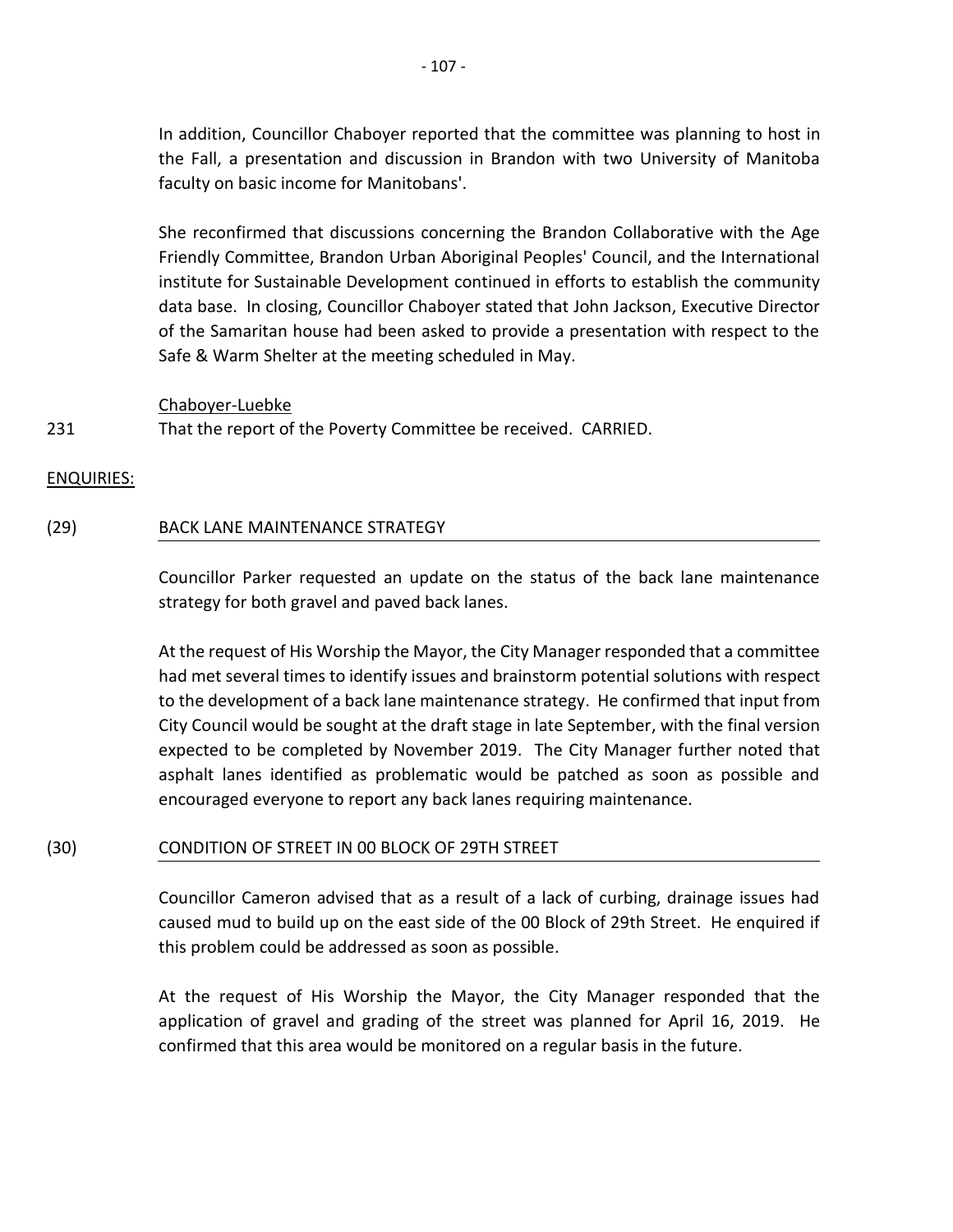In addition, Councillor Chaboyer reported that the committee was planning to host in the Fall, a presentation and discussion in Brandon with two University of Manitoba faculty on basic income for Manitobans'.

She reconfirmed that discussions concerning the Brandon Collaborative with the Age Friendly Committee, Brandon Urban Aboriginal Peoples' Council, and the International institute for Sustainable Development continued in efforts to establish the community data base. In closing, Councillor Chaboyer stated that John Jackson, Executive Director of the Samaritan house had been asked to provide a presentation with respect to the Safe & Warm Shelter at the meeting scheduled in May.

Chaboyer-Luebke

231 That the report of the Poverty Committee be received. CARRIED.

ENQUIRIES:

(29) BACK LANE MAINTENANCE STRATEGY

Councillor Parker requested an update on the status of the back lane maintenance strategy for both gravel and paved back lanes.

At the request of His Worship the Mayor, the City Manager responded that a committee had met several times to identify issues and brainstorm potential solutions with respect to the development of a back lane maintenance strategy. He confirmed that input from City Council would be sought at the draft stage in late September, with the final version expected to be completed by November 2019. The City Manager further noted that asphalt lanes identified as problematic would be patched as soon as possible and encouraged everyone to report any back lanes requiring maintenance.

(30) CONDITION OF STREET IN 00 BLOCK OF 29TH STREET

Councillor Cameron advised that as a result of a lack of curbing, drainage issues had caused mud to build up on the east side of the 00 Block of 29th Street. He enquired if this problem could be addressed as soon as possible.

At the request of His Worship the Mayor, the City Manager responded that the application of gravel and grading of the street was planned for April 16, 2019. He confirmed that this area would be monitored on a regular basis in the future.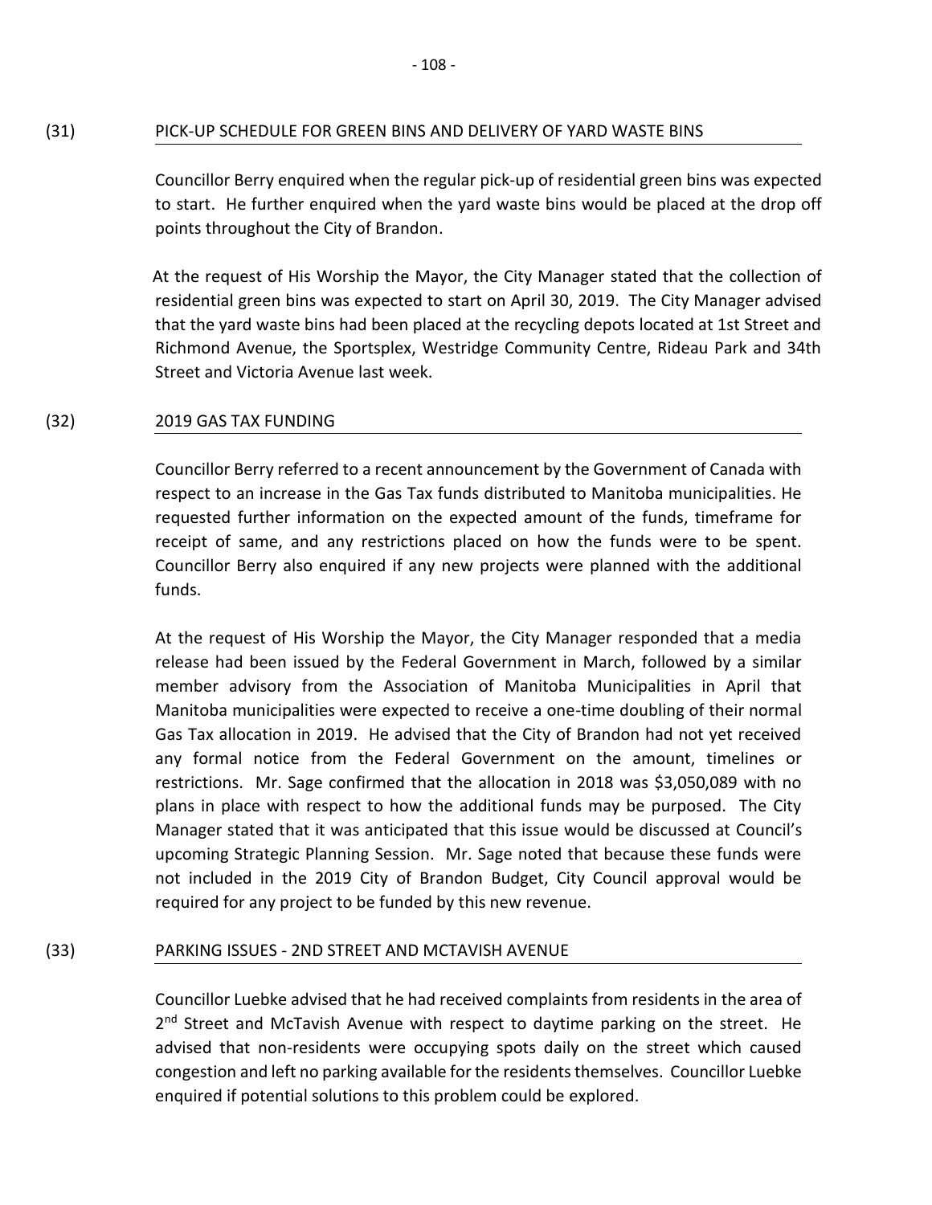## (31) PICK-UP SCHEDULE FOR GREEN BINS AND DELIVERY OF YARD WASTE BINS

Councillor Berry enquired when the regular pick-up of residential green bins was expected to start. He further enquired when the yard waste bins would be placed at the drop off points throughout the City of Brandon.

At the request of His Worship the Mayor, the City Manager stated that the collection of residential green bins was expected to start on April 30, 2019. The City Manager advised that the yard waste bins had been placed at the recycling depots located at 1st Street and Richmond Avenue, the Sportsplex, Westridge Community Centre, Rideau Park and 34th Street and Victoria Avenue last week.

## (32) 2019 GAS TAX FUNDING

Councillor Berry referred to a recent announcement by the Government of Canada with respect to an increase in the Gas Tax funds distributed to Manitoba municipalities. He requested further information on the expected amount of the funds, timeframe for receipt of same, and any restrictions placed on how the funds were to be spent. Councillor Berry also enquired if any new projects were planned with the additional funds.

At the request of His Worship the Mayor, the City Manager responded that a media release had been issued by the Federal Government in March, followed by a similar member advisory from the Association of Manitoba Municipalities in April that Manitoba municipalities were expected to receive a one-time doubling of their normal Gas Tax allocation in 2019. He advised that the City of Brandon had not yet received any formal notice from the Federal Government on the amount, timelines or restrictions. Mr. Sage confirmed that the allocation in 2018 was $3,050,089 with no plans in place with respect to how the additional funds may be purposed. The City Manager stated that it was anticipated that this issue would be discussed at Council's upcoming Strategic Planning Session. Mr. Sage noted that because these funds were not included in the 2019 City of Brandon Budget, City Council approval would be required for any project to be funded by this new revenue.

## (33) PARKING ISSUES - 2ND STREET AND MCTAVISH AVENUE

Councillor Luebke advised that he had received complaints from residents in the area of 2nd Street and McTavish Avenue with respect to daytime parking on the street. He advised that non-residents were occupying spots daily on the street which caused congestion and left no parking available for the residents themselves. Councillor Luebke enquired if potential solutions to this problem could be explored.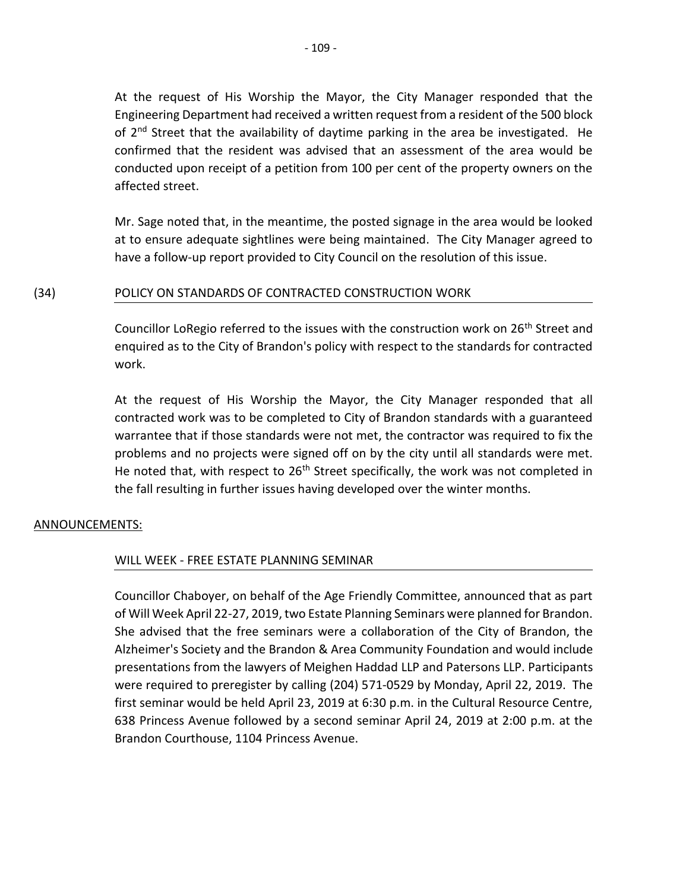At the request of His Worship the Mayor, the City Manager responded that the Engineering Department had received a written request from a resident of the 500 block of 2nd Street that the availability of daytime parking in the area be investigated. He confirmed that the resident was advised that an assessment of the area would be conducted upon receipt of a petition from 100 per cent of the property owners on the affected street.

Mr. Sage noted that, in the meantime, the posted signage in the area would be looked at to ensure adequate sightlines were being maintained. The City Manager agreed to have a follow-up report provided to City Council on the resolution of this issue.

(34) POLICY ON STANDARDS OF CONTRACTED CONSTRUCTION WORK

Councillor LoRegio referred to the issues with the construction work on 26th Street and enquired as to the City of Brandon's policy with respect to the standards for contracted work.

At the request of His Worship the Mayor, the City Manager responded that all contracted work was to be completed to City of Brandon standards with a guaranteed warrantee that if those standards were not met, the contractor was required to fix the problems and no projects were signed off on by the city until all standards were met. He noted that, with respect to 26th Street specifically, the work was not completed in the fall resulting in further issues having developed over the winter months.

ANNOUNCEMENTS:

WILL WEEK - FREE ESTATE PLANNING SEMINAR

Councillor Chaboyer, on behalf of the Age Friendly Committee, announced that as part of Will Week April 22-27, 2019, two Estate Planning Seminars were planned for Brandon. She advised that the free seminars were a collaboration of the City of Brandon, the Alzheimer's Society and the Brandon & Area Community Foundation and would include presentations from the lawyers of Meighen Haddad LLP and Patersons LLP. Participants were required to preregister by calling (204) 571-0529 by Monday, April 22, 2019. The first seminar would be held April 23, 2019 at 6:30 p.m. in the Cultural Resource Centre, 638 Princess Avenue followed by a second seminar April 24, 2019 at 2:00 p.m. at the Brandon Courthouse, 1104 Princess Avenue.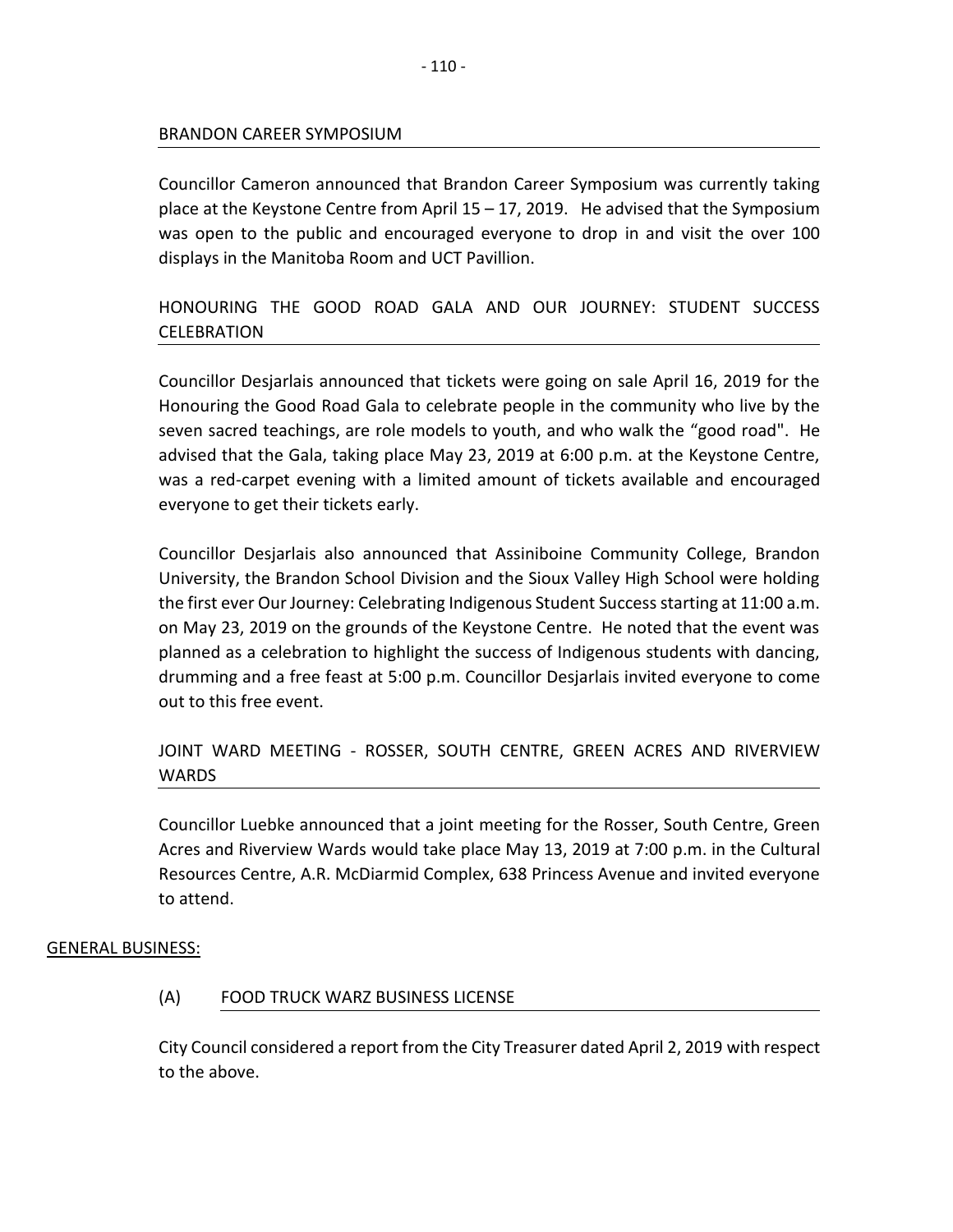BRANDON CAREER SYMPOSIUM

Councillor Cameron announced that Brandon Career Symposium was currently taking place at the Keystone Centre from April 15 – 17, 2019. He advised that the Symposium was open to the public and encouraged everyone to drop in and visit the over 100 displays in the Manitoba Room and UCT Pavillion.

HONOURING THE GOOD ROAD GALA AND OUR JOURNEY: STUDENT SUCCESS CELEBRATION

Councillor Desjarlais announced that tickets were going on sale April 16, 2019 for the Honouring the Good Road Gala to celebrate people in the community who live by the seven sacred teachings, are role models to youth, and who walk the "good road". He advised that the Gala, taking place May 23, 2019 at 6:00 p.m. at the Keystone Centre, was a red-carpet evening with a limited amount of tickets available and encouraged everyone to get their tickets early.

Councillor Desjarlais also announced that Assiniboine Community College, Brandon University, the Brandon School Division and the Sioux Valley High School were holding the first ever Our Journey: Celebrating Indigenous Student Success starting at 11:00 a.m. on May 23, 2019 on the grounds of the Keystone Centre. He noted that the event was planned as a celebration to highlight the success of Indigenous students with dancing, drumming and a free feast at 5:00 p.m. Councillor Desjarlais invited everyone to come out to this free event.

JOINT WARD MEETING - ROSSER, SOUTH CENTRE, GREEN ACRES AND RIVERVIEW WARDS

Councillor Luebke announced that a joint meeting for the Rosser, South Centre, Green Acres and Riverview Wards would take place May 13, 2019 at 7:00 p.m. in the Cultural Resources Centre, A.R. McDiarmid Complex, 638 Princess Avenue and invited everyone to attend.

## GENERAL BUSINESS:

### (A) FOOD TRUCK WARZ BUSINESS LICENSE

City Council considered a report from the City Treasurer dated April 2, 2019 with respect to the above.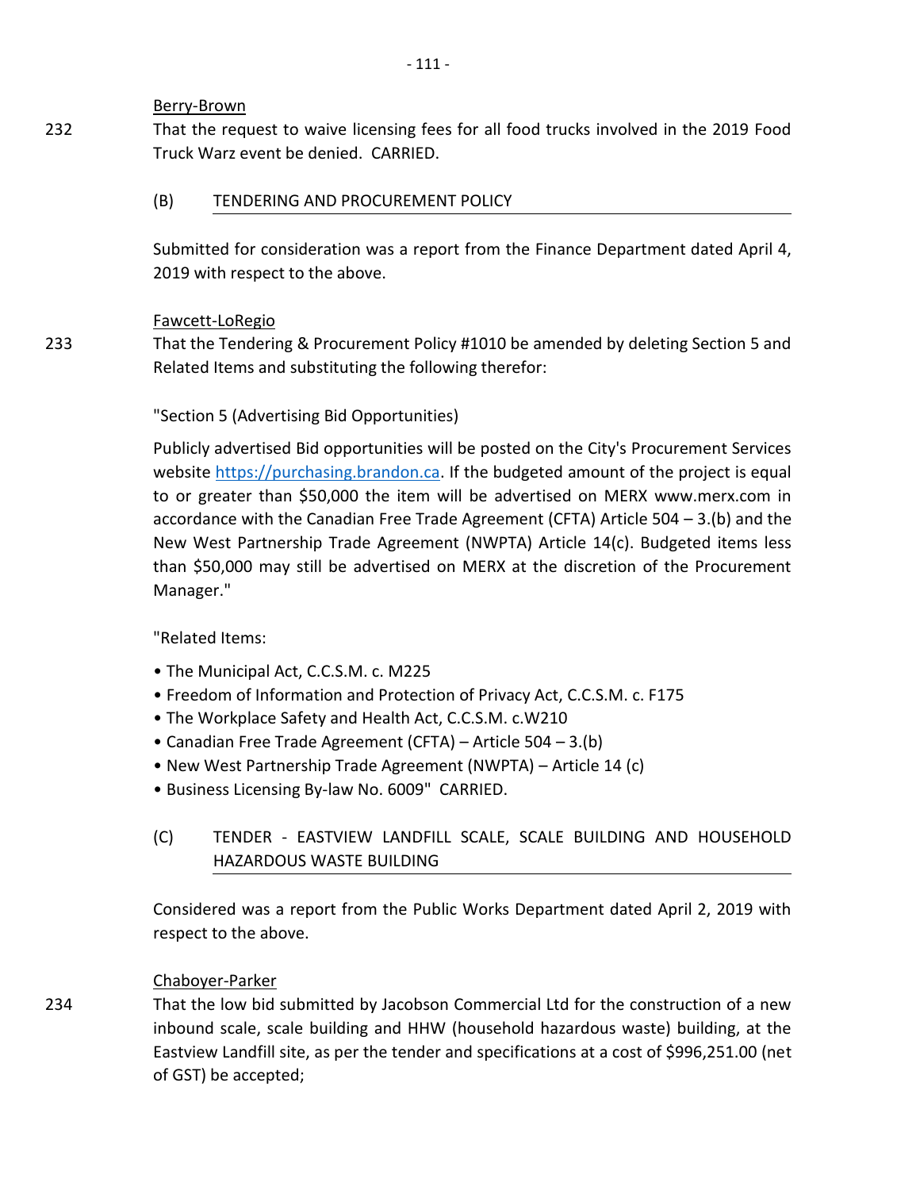Berry-Brown

232 That the request to waive licensing fees for all food trucks involved in the 2019 Food Truck Warz event be denied. CARRIED.

(B) TENDERING AND PROCUREMENT POLICY

Submitted for consideration was a report from the Finance Department dated April 4, 2019 with respect to the above.

Fawcett-LoRegio

233 That the Tendering & Procurement Policy #1010 be amended by deleting Section 5 and Related Items and substituting the following therefor:

"Section 5 (Advertising Bid Opportunities)

Publicly advertised Bid opportunities will be posted on the City's Procurement Services website https://purchasing.brandon.ca. If the budgeted amount of the project is equal to or greater than $50,000 the item will be advertised on MERX www.merx.com in accordance with the Canadian Free Trade Agreement (CFTA) Article 504 – 3.(b) and the New West Partnership Trade Agreement (NWPTA) Article 14(c). Budgeted items less than $50,000 may still be advertised on MERX at the discretion of the Procurement Manager."

"Related Items:

- The Municipal Act, C.C.S.M. c. M225
- Freedom of Information and Protection of Privacy Act, C.C.S.M. c. F175
- The Workplace Safety and Health Act, C.C.S.M. c.W210
- Canadian Free Trade Agreement (CFTA) – Article 504 – 3.(b)
- New West Partnership Trade Agreement (NWPTA) – Article 14 (c)
- Business Licensing By-law No. 6009" CARRIED.

(C) TENDER - EASTVIEW LANDFILL SCALE, SCALE BUILDING AND HOUSEHOLD HAZARDOUS WASTE BUILDING

Considered was a report from the Public Works Department dated April 2, 2019 with respect to the above.

Chaboyer-Parker

234 That the low bid submitted by Jacobson Commercial Ltd for the construction of a new inbound scale, scale building and HHW (household hazardous waste) building, at the Eastview Landfill site, as per the tender and specifications at a cost of $996,251.00 (net of GST) be accepted;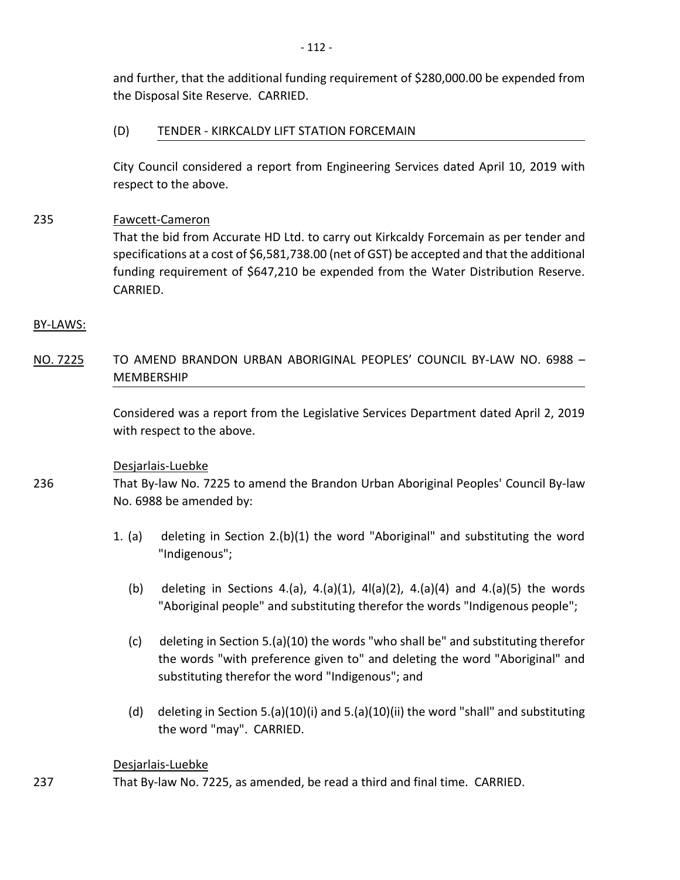and further, that the additional funding requirement of $280,000.00 be expended from the Disposal Site Reserve. CARRIED.

(D) TENDER - KIRKCALDY LIFT STATION FORCEMAIN

City Council considered a report from Engineering Services dated April 10, 2019 with respect to the above.

235 Fawcett-Cameron

That the bid from Accurate HD Ltd. to carry out Kirkcaldy Forcemain as per tender and specifications at a cost of $6,581,738.00 (net of GST) be accepted and that the additional funding requirement of $647,210 be expended from the Water Distribution Reserve. CARRIED.

BY-LAWS:

NO. 7225 TO AMEND BRANDON URBAN ABORIGINAL PEOPLES' COUNCIL BY-LAW NO. 6988 – MEMBERSHIP

Considered was a report from the Legislative Services Department dated April 2, 2019 with respect to the above.

Desjarlais-Luebke

236 That By-law No. 7225 to amend the Brandon Urban Aboriginal Peoples' Council By-law No. 6988 be amended by:

1. (a) deleting in Section 2.(b)(1) the word "Aboriginal" and substituting the word "Indigenous";

   (b) deleting in Sections 4.(a), 4.(a)(1), 4l(a)(2), 4.(a)(4) and 4.(a)(5) the words "Aboriginal people" and substituting therefor the words "Indigenous people";

   (c) deleting in Section 5.(a)(10) the words "who shall be" and substituting therefor the words "with preference given to" and deleting the word "Aboriginal" and substituting therefor the word "Indigenous"; and

   (d) deleting in Section 5.(a)(10)(i) and 5.(a)(10)(ii) the word "shall" and substituting the word "may". CARRIED.

Desjarlais-Luebke

237 That By-law No. 7225, as amended, be read a third and final time. CARRIED.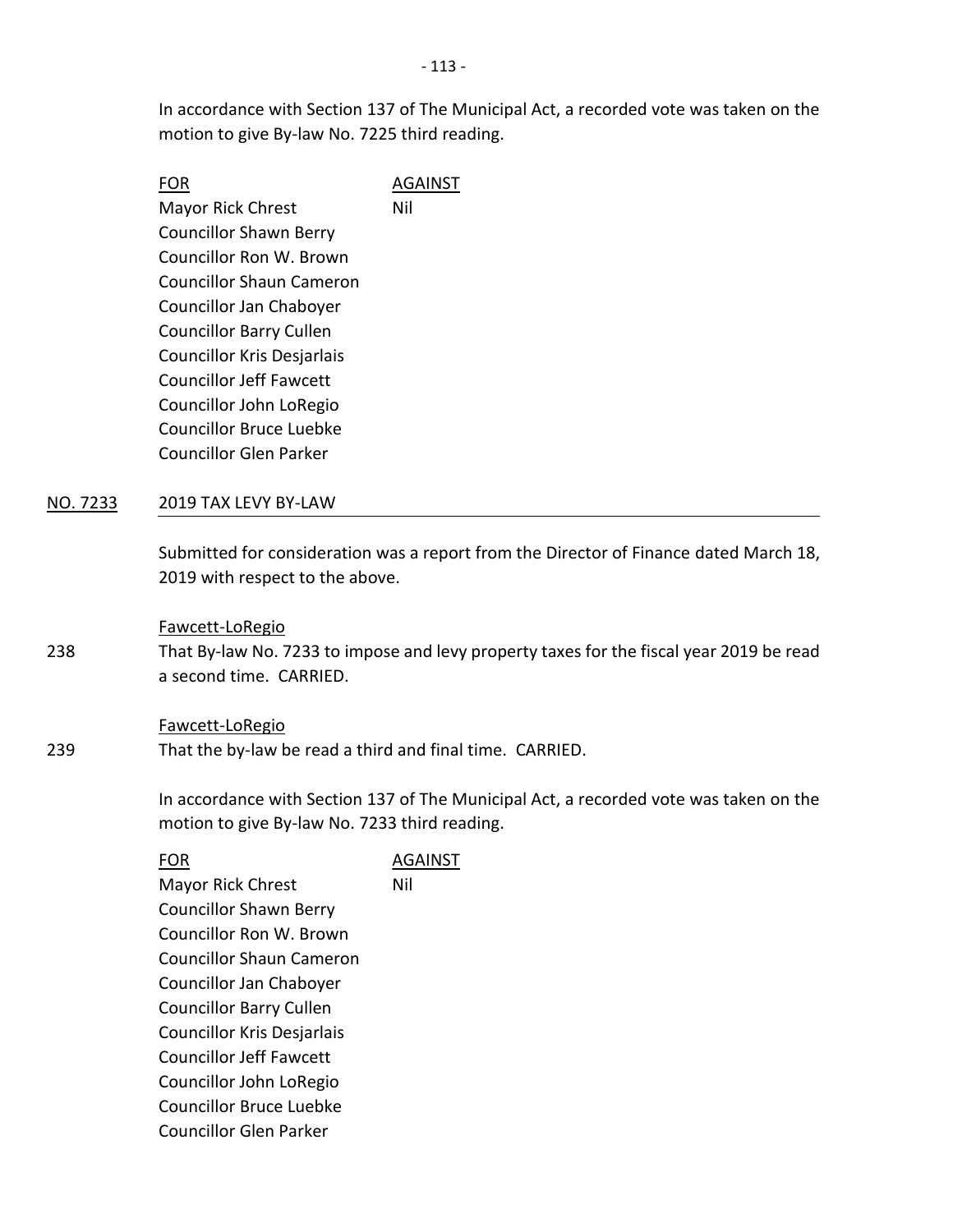In accordance with Section 137 of The Municipal Act, a recorded vote was taken on the motion to give By-law No. 7225 third reading.

| FOR | AGAINST |
| --- | --- |
| Mayor Rick Chrest | Nil |
| Councillor Shawn Berry | |
| Councillor Ron W. Brown | |
| Councillor Shaun Cameron | |
| Councillor Jan Chaboyer | |
| Councillor Barry Cullen | |
| Councillor Kris Desjarlais | |
| Councillor Jeff Fawcett | |
| Councillor John LoRegio | |
| Councillor Bruce Luebke | |
| Councillor Glen Parker | |

## NO. 7233 2019 TAX LEVY BY-LAW

Submitted for consideration was a report from the Director of Finance dated March 18, 2019 with respect to the above.

Fawcett-LoRegio

238 That By-law No. 7233 to impose and levy property taxes for the fiscal year 2019 be read a second time. CARRIED.

Fawcett-LoRegio

239 That the by-law be read a third and final time. CARRIED.

In accordance with Section 137 of The Municipal Act, a recorded vote was taken on the motion to give By-law No. 7233 third reading.

| FOR | AGAINST |
| --- | --- |
| Mayor Rick Chrest | Nil |
| Councillor Shawn Berry | |
| Councillor Ron W. Brown | |
| Councillor Shaun Cameron | |
| Councillor Jan Chaboyer | |
| Councillor Barry Cullen | |
| Councillor Kris Desjarlais | |
| Councillor Jeff Fawcett | |
| Councillor John LoRegio | |
| Councillor Bruce Luebke | |
| Councillor Glen Parker | |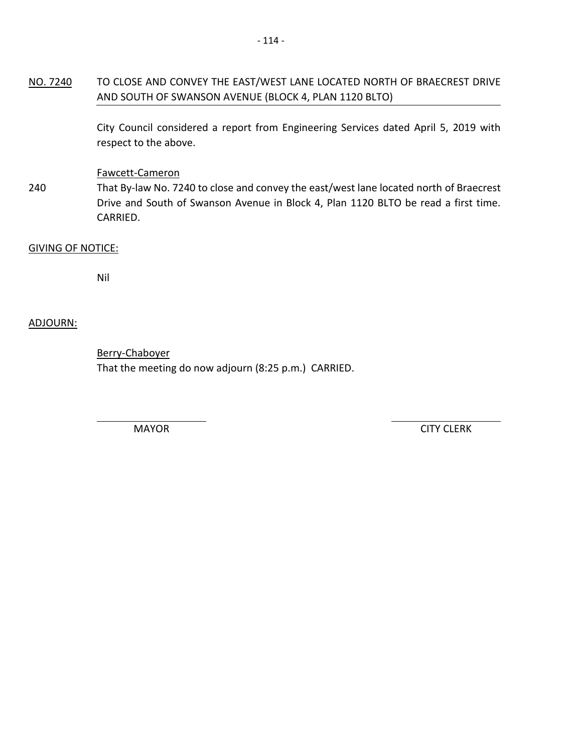NO. 7240 TO CLOSE AND CONVEY THE EAST/WEST LANE LOCATED NORTH OF BRAECREST DRIVE AND SOUTH OF SWANSON AVENUE (BLOCK 4, PLAN 1120 BLTO)

City Council considered a report from Engineering Services dated April 5, 2019 with respect to the above.

Fawcett-Cameron

240 That By-law No. 7240 to close and convey the east/west lane located north of Braecrest Drive and South of Swanson Avenue in Block 4, Plan 1120 BLTO be read a first time. CARRIED.

GIVING OF NOTICE:

Nil

ADJOURN:

Berry-Chaboyer

That the meeting do now adjourn (8:25 p.m.) CARRIED.

MAYOR CITY CLERK